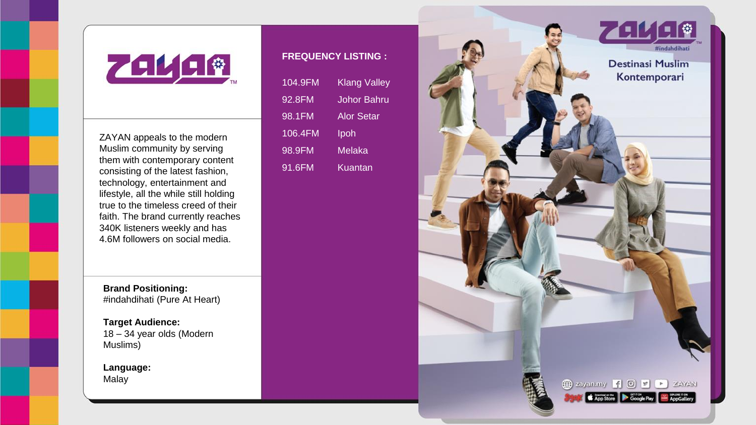# ZAYAN

ZAYAN appeals to the modern Muslim community by serving them with contemporary content consisting of the latest fashion, technology, entertainment and lifestyle, all the while still holding true to the timeless creed of their faith. The brand currently reaches 340K listeners weekly and has 4.6M followers on social media.

**Brand Positioning:**
#indahdihati (Pure At Heart)

**Target Audience:**
18 – 34 year olds (Modern Muslims)

**Language:**
Malay

## FREQUENCY LISTING :

| | |
|---|---|
| 104.9FM | Klang Valley |
| 92.8FM | Johor Bahru |
| 98.1FM | Alor Setar |
| 106.4FM | Ipoh |
| 98.9FM | Melaka |
| 91.6FM | Kuantan |

ZAYAN #indahdihati

Destinasi Muslim Kontemporari

zayan.my ZAYAN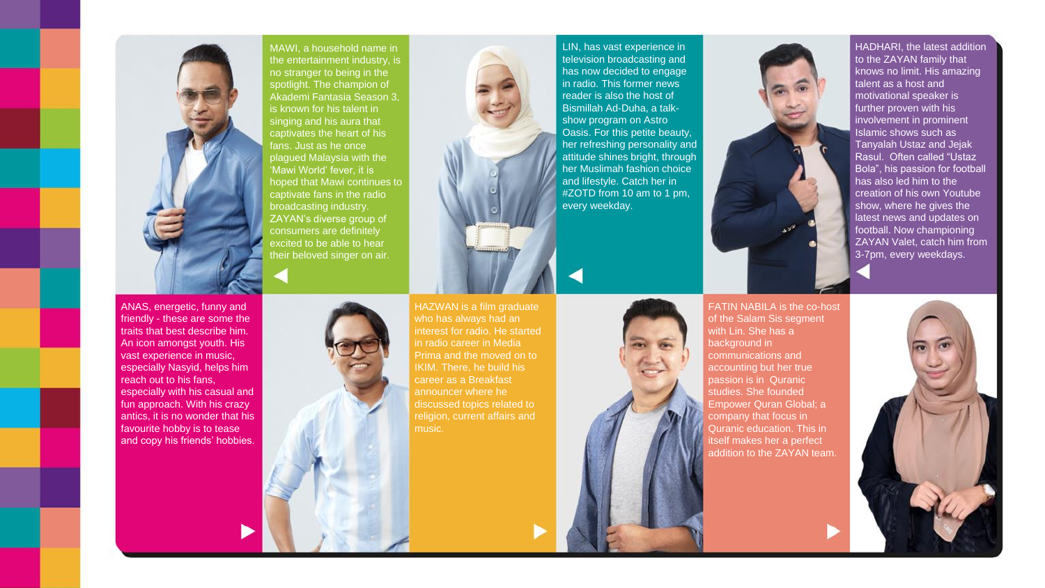MAWI, a household name in the entertainment industry, is no stranger to being in the spotlight. The champion of Akademi Fantasia Season 3, is known for his talent in singing and his aura that captivates the heart of his fans. Just as he once plagued Malaysia with the 'Mawi World' fever, it is hoped that Mawi continues to captivate fans in the radio broadcasting industry. ZAYAN's diverse group of consumers are definitely excited to be able to hear their beloved singer on air.

LIN, has vast experience in television broadcasting and has now decided to engage in radio. This former news reader is also the host of Bismillah Ad-Duha, a talk-show program on Astro Oasis. For this petite beauty, her refreshing personality and attitude shines bright, through her Muslimah fashion choice and lifestyle. Catch her in #ZOTD from 10 am to 1 pm, every weekday.

HADHARI, the latest addition to the ZAYAN family that knows no limit. His amazing talent as a host and motivational speaker is further proven with his involvement in prominent Islamic shows such as Tanyalah Ustaz and Jejak Rasul. Often called "Ustaz Bola", his passion for football has also led him to the creation of his own Youtube show, where he gives the latest news and updates on football. Now championing ZAYAN Valet, catch him from 3-7pm, every weekdays.

ANAS, energetic, funny and friendly - these are some the traits that best describe him. An icon amongst youth. His vast experience in music, especially Nasyid, helps him reach out to his fans, especially with his casual and fun approach. With his crazy antics, it is no wonder that his favourite hobby is to tease and copy his friends' hobbies.

HAZWAN is a film graduate who has always had an interest for radio. He started in radio career in Media Prima and the moved on to IKIM. There, he build his career as a Breakfast announcer where he discussed topics related to religion, current affairs and music.

FATIN NABILA is the co-host of the Salam Sis segment with Lin. She has a background in communications and accounting but her true passion is in Quranic studies. She founded Empower Quran Global; a company that focus in Quranic education. This in itself makes her a perfect addition to the ZAYAN team.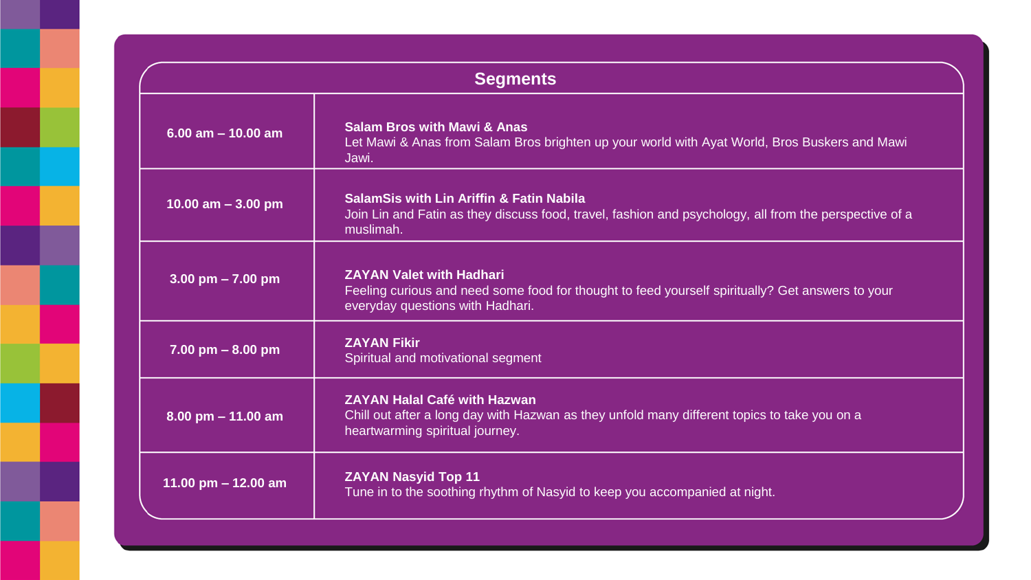| Segments | |
|---|---|
| 6.00 am – 10.00 am | **Salam Bros with Mawi & Anas**<br>Let Mawi & Anas from Salam Bros brighten up your world with Ayat World, Bros Buskers and Mawi Jawi. |
| 10.00 am – 3.00 pm | **SalamSis with Lin Ariffin & Fatin Nabila**<br>Join Lin and Fatin as they discuss food, travel, fashion and psychology, all from the perspective of a muslimah. |
| 3.00 pm – 7.00 pm | **ZAYAN Valet with Hadhari**<br>Feeling curious and need some food for thought to feed yourself spiritually? Get answers to your everyday questions with Hadhari. |
| 7.00 pm – 8.00 pm | **ZAYAN Fikir**<br>Spiritual and motivational segment |
| 8.00 pm – 11.00 am | **ZAYAN Halal Café with Hazwan**<br>Chill out after a long day with Hazwan as they unfold many different topics to take you on a heartwarming spiritual journey. |
| 11.00 pm – 12.00 am | **ZAYAN Nasyid Top 11**<br>Tune in to the soothing rhythm of Nasyid to keep you accompanied at night. |